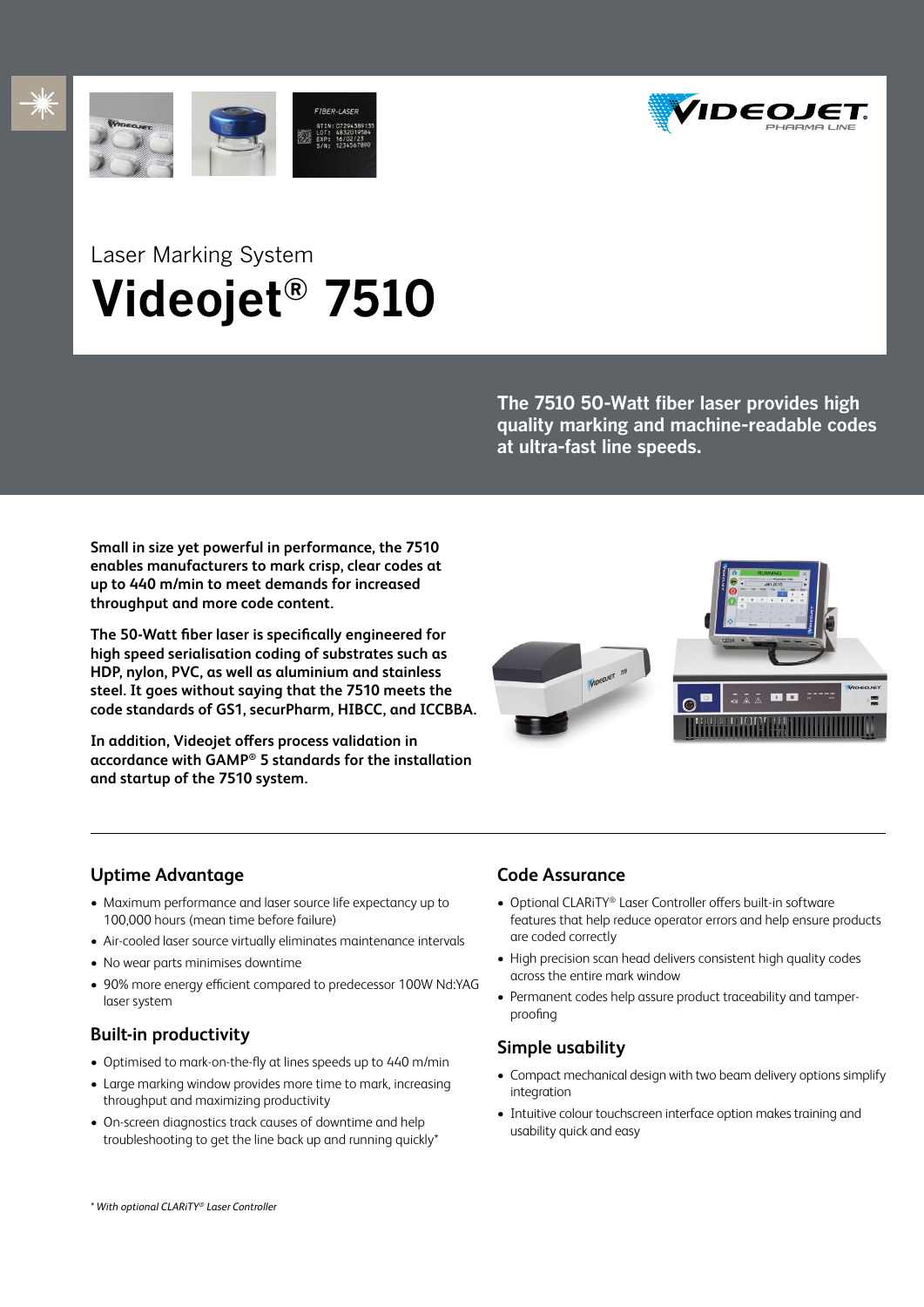Laser Marking System

# Videojet® 7510

**The 7510 50-Watt fiber laser provides high quality marking and machine-readable codes at ultra-fast line speeds.**

**Small in size yet powerful in performance, the 7510 enables manufacturers to mark crisp, clear codes at up to 440 m/min to meet demands for increased throughput and more code content.**

**The 50-Watt fiber laser is specifically engineered for high speed serialisation coding of substrates such as HDP, nylon, PVC, as well as aluminium and stainless steel. It goes without saying that the 7510 meets the code standards of GS1, securPharm, HIBCC, and ICCBBA.**

**In addition, Videojet offers process validation in accordance with GAMP® 5 standards for the installation and startup of the 7510 system.**

## Uptime Advantage

- Maximum performance and laser source life expectancy up to 100,000 hours (mean time before failure)
- Air-cooled laser source virtually eliminates maintenance intervals
- No wear parts minimises downtime
- 90% more energy efficient compared to predecessor 100W Nd:YAG laser system

## Built-in productivity

- Optimised to mark-on-the-fly at lines speeds up to 440 m/min
- Large marking window provides more time to mark, increasing throughput and maximizing productivity
- On-screen diagnostics track causes of downtime and help troubleshooting to get the line back up and running quickly*

## Code Assurance

- Optional CLARiTY® Laser Controller offers built-in software features that help reduce operator errors and help ensure products are coded correctly
- High precision scan head delivers consistent high quality codes across the entire mark window
- Permanent codes help assure product traceability and tamper-proofing

## Simple usability

- Compact mechanical design with two beam delivery options simplify integration
- Intuitive colour touchscreen interface option makes training and usability quick and easy

*\* With optional CLARiTY® Laser Controller*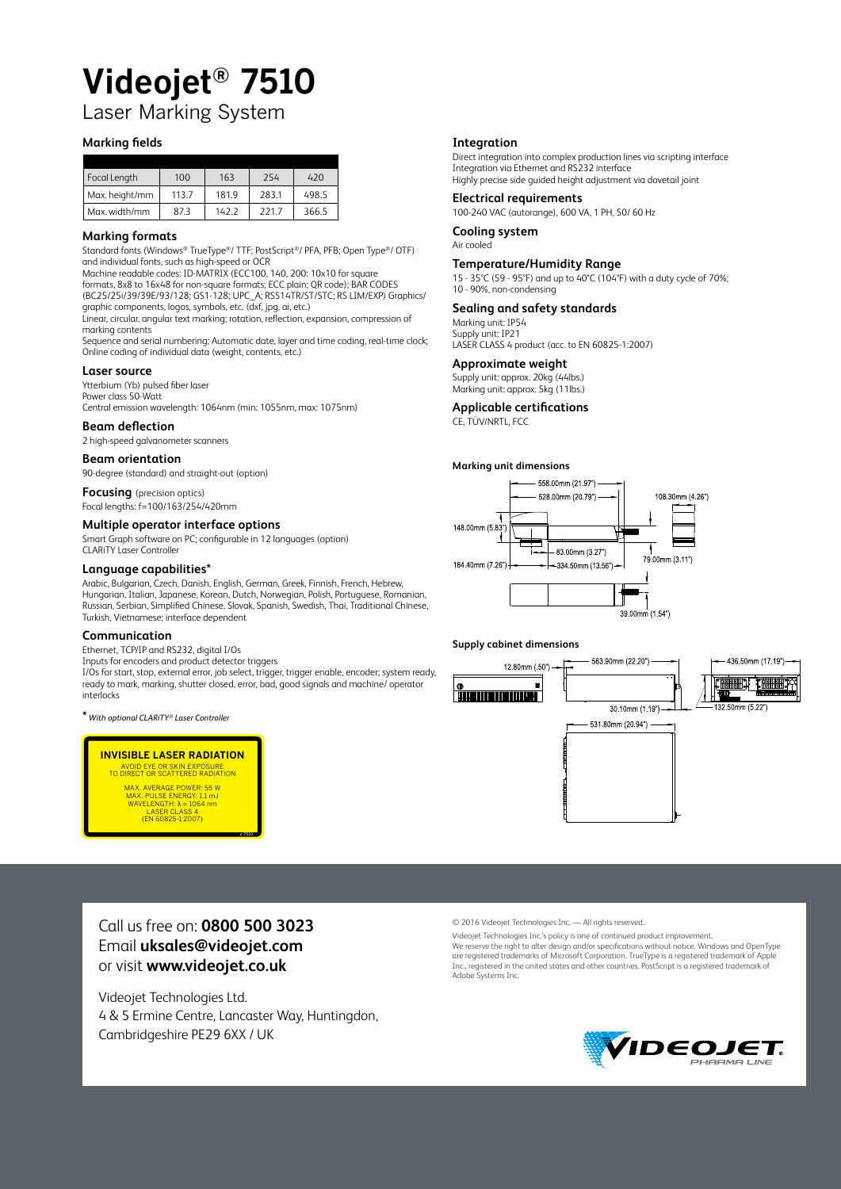// Videojet® 7510

Laser Marking System

### Marking fields

| Focal Length | 100 | 163 | 254 | 420 |
|---|---|---|---|---|
| Max. height/mm | 113.7 | 181.9 | 283.1 | 498.5 |
| Max. width/mm | 87.3 | 142.2 | 221.7 | 366.5 |

### Marking formats

Standard fonts (Windows® TrueType®/ TTF; PostScript®/ PFA, PFB; Open Type®/ OTF) and individual fonts, such as high-speed or OCR

Machine readable codes: ID-MATRIX (ECC100, 140, 200: 10x10 for square formats, 8x8 to 16x48 for non-square formats; ECC plain; QR code); BAR CODES (BC25/25i/39/39E/93/128; GS1-128; UPC_A; RSS14TR/ST/STC; RS LIM/EXP) Graphics/ graphic components, logos, symbols, etc. (dxf, jpg, ai, etc.)

Linear, circular, angular text marking; rotation, reflection, expansion, compression of marking contents

Sequence and serial numbering; Automatic date, layer and time coding, real-time clock; Online coding of individual data (weight, contents, etc.)

### Laser source

Ytterbium (Yb) pulsed fiber laser
Power class 50-Watt
Central emission wavelength: 1064nm (min: 1055nm, max: 1075nm)

### Beam deflection

2 high-speed galvanometer scanners

### Beam orientation

90-degree (standard) and straight-out (option)

### Focusing (precision optics)

Focal lengths: f=100/163/254/420mm

### Multiple operator interface options

Smart Graph software on PC; configurable in 12 languages (option)
CLARiTY Laser Controller

### Language capabilities*

Arabic, Bulgarian, Czech, Danish, English, German, Greek, Finnish, French, Hebrew, Hungarian, Italian, Japanese, Korean, Dutch, Norwegian, Polish, Portuguese, Romanian, Russian, Serbian, Simplified Chinese, Slovak, Spanish, Swedish, Thai, Traditional Chinese, Turkish, Vietnamese; interface dependent

### Communication

Ethernet, TCP/IP and RS232, digital I/Os
Inputs for encoders and product detector triggers
I/Os for start, stop, external error, job select, trigger, trigger enable, encoder; system ready, ready to mark, marking, shutter closed, error, bad, good signals and machine/ operator interlocks

\* *With optional CLARiTY® Laser Controller*

**INVISIBLE LASER RADIATION**
AVOID EYE OR SKIN EXPOSURE TO DIRECT OR SCATTERED RADIATION
MAX. AVERAGE POWER: 55 W
MAX. PULSE ENERGY: 1.1 mJ
WAVELENGTH: λ = 1064 nm
LASER CLASS 4
(EN 60825-1:2007)

### Integration

Direct integration into complex production lines via scripting interface
Integration via Ethernet and RS232 interface
Highly precise side guided height adjustment via dovetail joint

### Electrical requirements

100-240 VAC (autorange), 600 VA, 1 PH, 50/ 60 Hz

### Cooling system

Air cooled

### Temperature/Humidity Range

15 - 35°C (59 - 95°F) and up to 40°C (104°F) with a duty cycle of 70%; 10 - 90%, non-condensing

### Sealing and safety standards

Marking unit: IP54
Supply unit: IP21
LASER CLASS 4 product (acc. to EN 60825-1:2007)

### Approximate weight

Supply unit: approx. 20kg (44lbs.)
Marking unit: approx. 5kg (11lbs.)

### Applicable certifications

CE, TÜV/NRTL, FCC

#### Marking unit dimensions

558.00mm (21.97")
528.00mm (20.79")
108.30mm (4.26")
148.00mm (5.83")
83.00mm (3.27")
79.00mm (3.11")
184.40mm (7.26")
334.50mm (13.56")
39.00mm (1.54")

#### Supply cabinet dimensions

12.80mm (.50")
563.90mm (22.20")
436.50mm (17.19")
30.10mm (1.19")
132.50mm (5.22")
531.80mm (20.94")

Call us free on: **0800 500 3023**
Email **uksales@videojet.com**
or visit **www.videojet.co.uk**

Videojet Technologies Ltd.
4 & 5 Ermine Centre, Lancaster Way, Huntingdon,
Cambridgeshire PE29 6XX / UK

© 2016 Videojet Technologies Inc. — All rights reserved.

Videojet Technologies Inc.'s policy is one of continued product improvement. We reserve the right to alter design and/or specifications without notice. Windows and OpenType are registered trademarks of Microsoft Corporation. TrueType is a registered trademark of Apple Inc., registered in the united states and other countries. PostScript is a registered trademark of Adobe Systems Inc.

VIDEOJET. PHARMA LINE